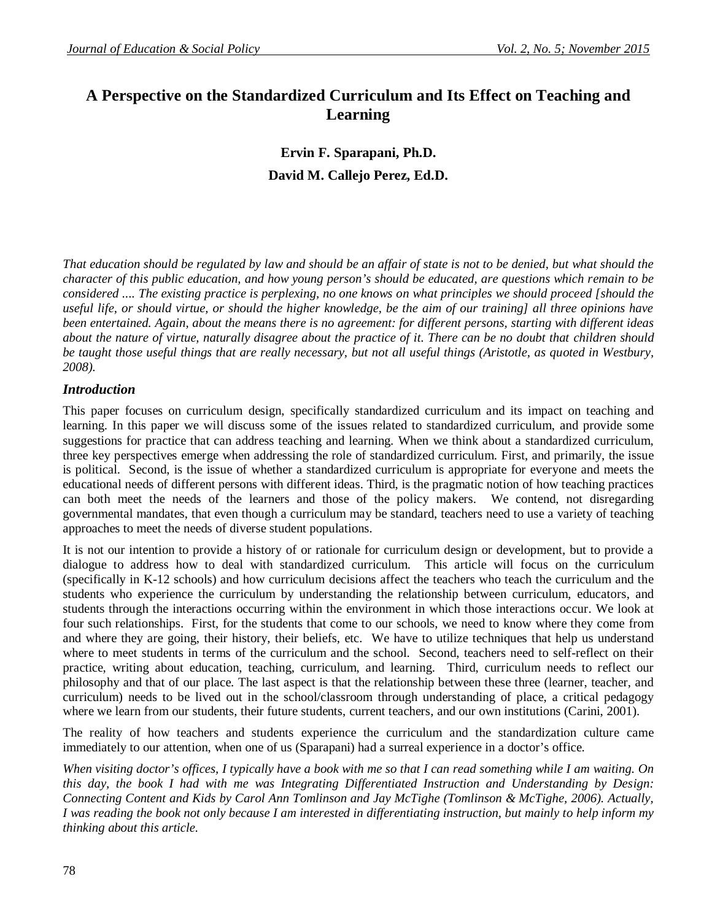# A Perspective on the Standardized Curriculum and Its Effect on Teaching and Learning

**Ervin F. Sparapani, Ph.D.**

**David M. Callejo Perez, Ed.D.**

*That education should be regulated by law and should be an affair of state is not to be denied, but what should the character of this public education, and how young person's should be educated, are questions which remain to be considered .... The existing practice is perplexing, no one knows on what principles we should proceed [should the useful life, or should virtue, or should the higher knowledge, be the aim of our training] all three opinions have been entertained. Again, about the means there is no agreement: for different persons, starting with different ideas about the nature of virtue, naturally disagree about the practice of it. There can be no doubt that children should be taught those useful things that are really necessary, but not all useful things (Aristotle, as quoted in Westbury, 2008).*

## *Introduction*

This paper focuses on curriculum design, specifically standardized curriculum and its impact on teaching and learning. In this paper we will discuss some of the issues related to standardized curriculum, and provide some suggestions for practice that can address teaching and learning. When we think about a standardized curriculum, three key perspectives emerge when addressing the role of standardized curriculum. First, and primarily, the issue is political. Second, is the issue of whether a standardized curriculum is appropriate for everyone and meets the educational needs of different persons with different ideas. Third, is the pragmatic notion of how teaching practices can both meet the needs of the learners and those of the policy makers. We contend, not disregarding governmental mandates, that even though a curriculum may be standard, teachers need to use a variety of teaching approaches to meet the needs of diverse student populations.

It is not our intention to provide a history of or rationale for curriculum design or development, but to provide a dialogue to address how to deal with standardized curriculum. This article will focus on the curriculum (specifically in K-12 schools) and how curriculum decisions affect the teachers who teach the curriculum and the students who experience the curriculum by understanding the relationship between curriculum, educators, and students through the interactions occurring within the environment in which those interactions occur. We look at four such relationships. First, for the students that come to our schools, we need to know where they come from and where they are going, their history, their beliefs, etc. We have to utilize techniques that help us understand where to meet students in terms of the curriculum and the school. Second, teachers need to self-reflect on their practice, writing about education, teaching, curriculum, and learning. Third, curriculum needs to reflect our philosophy and that of our place. The last aspect is that the relationship between these three (learner, teacher, and curriculum) needs to be lived out in the school/classroom through understanding of place, a critical pedagogy where we learn from our students, their future students, current teachers, and our own institutions (Carini, 2001).

The reality of how teachers and students experience the curriculum and the standardization culture came immediately to our attention, when one of us (Sparapani) had a surreal experience in a doctor's office.

*When visiting doctor's offices, I typically have a book with me so that I can read something while I am waiting. On this day, the book I had with me was Integrating Differentiated Instruction and Understanding by Design: Connecting Content and Kids by Carol Ann Tomlinson and Jay McTighe (Tomlinson & McTighe, 2006). Actually, I was reading the book not only because I am interested in differentiating instruction, but mainly to help inform my thinking about this article.*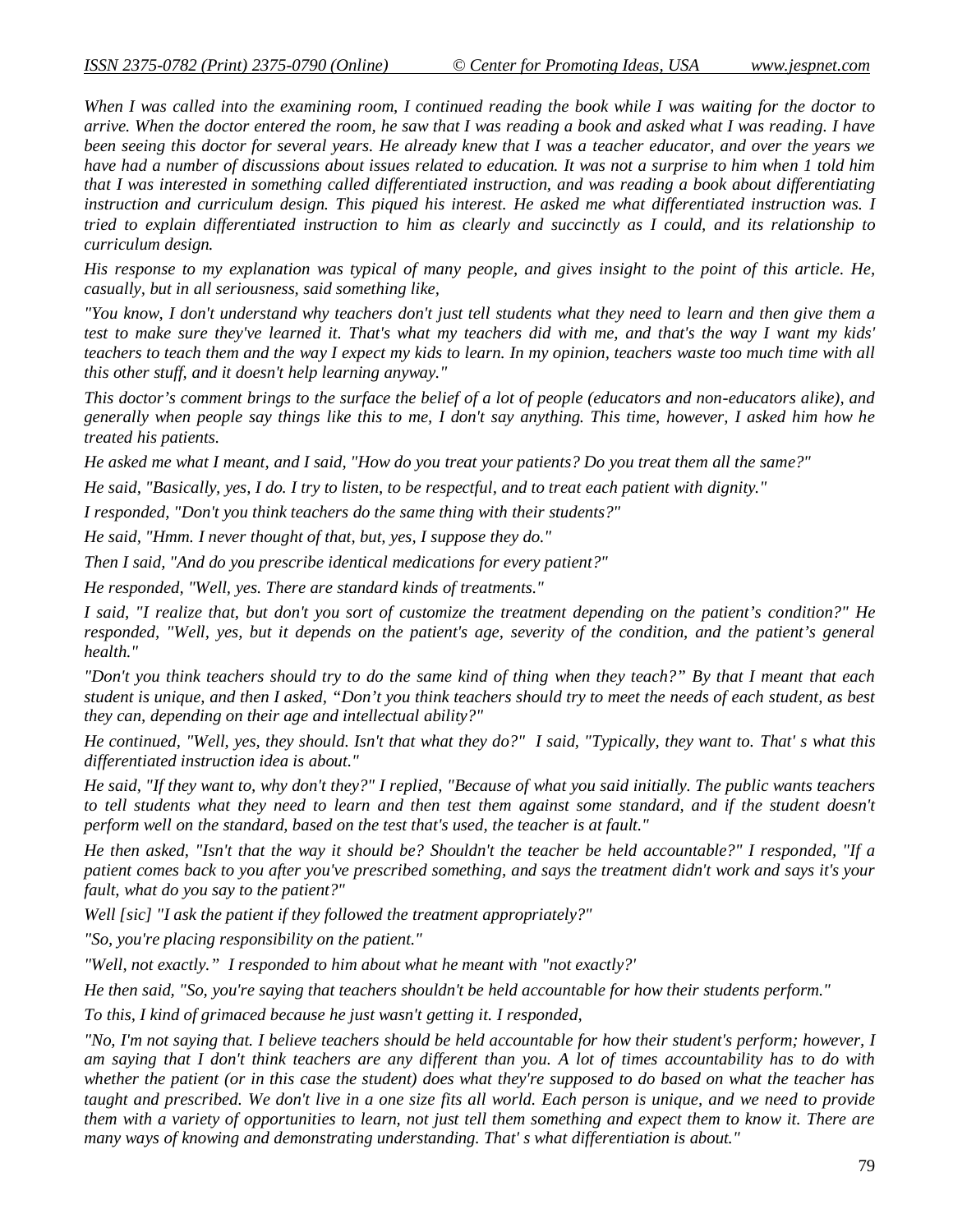*When I was called into the examining room, I continued reading the book while I was waiting for the doctor to arrive. When the doctor entered the room, he saw that I was reading a book and asked what I was reading. I have been seeing this doctor for several years. He already knew that I was a teacher educator, and over the years we have had a number of discussions about issues related to education. It was not a surprise to him when 1 told him that I was interested in something called differentiated instruction, and was reading a book about differentiating instruction and curriculum design. This piqued his interest. He asked me what differentiated instruction was. I tried to explain differentiated instruction to him as clearly and succinctly as I could, and its relationship to curriculum design.*

*His response to my explanation was typical of many people, and gives insight to the point of this article. He, casually, but in all seriousness, said something like,*

*"You know, I don't understand why teachers don't just tell students what they need to learn and then give them a test to make sure they've learned it. That's what my teachers did with me, and that's the way I want my kids' teachers to teach them and the way I expect my kids to learn. In my opinion, teachers waste too much time with all this other stuff, and it doesn't help learning anyway."*

*This doctor's comment brings to the surface the belief of a lot of people (educators and non-educators alike), and generally when people say things like this to me, I don't say anything. This time, however, I asked him how he treated his patients.*

*He asked me what I meant, and I said, "How do you treat your patients? Do you treat them all the same?"*

*He said, "Basically, yes, I do. I try to listen, to be respectful, and to treat each patient with dignity."*

*I responded, "Don't you think teachers do the same thing with their students?"*

*He said, "Hmm. I never thought of that, but, yes, I suppose they do."*

*Then I said, "And do you prescribe identical medications for every patient?"*

*He responded, "Well, yes. There are standard kinds of treatments."*

*I said, "I realize that, but don't you sort of customize the treatment depending on the patient's condition?" He responded, "Well, yes, but it depends on the patient's age, severity of the condition, and the patient's general health."*

*"Don't you think teachers should try to do the same kind of thing when they teach?" By that I meant that each student is unique, and then I asked, "Don't you think teachers should try to meet the needs of each student, as best they can, depending on their age and intellectual ability?"*

*He continued, "Well, yes, they should. Isn't that what they do?" I said, "Typically, they want to. That' s what this differentiated instruction idea is about."*

*He said, "If they want to, why don't they?" I replied, "Because of what you said initially. The public wants teachers to tell students what they need to learn and then test them against some standard, and if the student doesn't perform well on the standard, based on the test that's used, the teacher is at fault."*

*He then asked, "Isn't that the way it should be? Shouldn't the teacher be held accountable?" I responded, "If a patient comes back to you after you've prescribed something, and says the treatment didn't work and says it's your fault, what do you say to the patient?"*

*Well [sic] "I ask the patient if they followed the treatment appropriately?"*

*"So, you're placing responsibility on the patient."*

*"Well, not exactly." I responded to him about what he meant with "not exactly?'*

*He then said, "So, you're saying that teachers shouldn't be held accountable for how their students perform."*

*To this, I kind of grimaced because he just wasn't getting it. I responded,*

*"No, I'm not saying that. I believe teachers should be held accountable for how their student's perform; however, I am saying that I don't think teachers are any different than you. A lot of times accountability has to do with whether the patient (or in this case the student) does what they're supposed to do based on what the teacher has taught and prescribed. We don't live in a one size fits all world. Each person is unique, and we need to provide them with a variety of opportunities to learn, not just tell them something and expect them to know it. There are many ways of knowing and demonstrating understanding. That' s what differentiation is about."*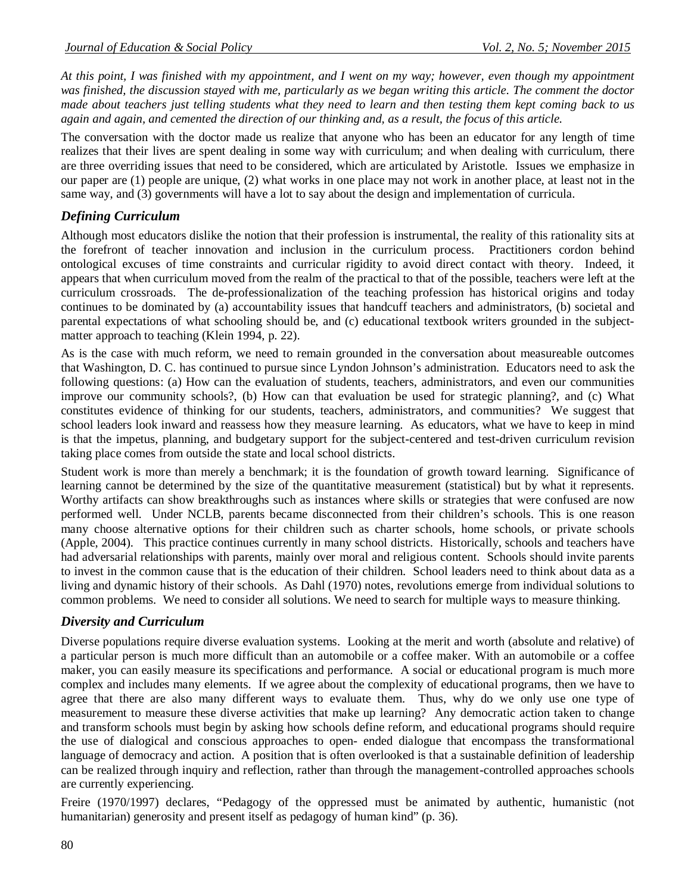*At this point, I was finished with my appointment, and I went on my way; however, even though my appointment was finished, the discussion stayed with me, particularly as we began writing this article. The comment the doctor made about teachers just telling students what they need to learn and then testing them kept coming back to us again and again, and cemented the direction of our thinking and, as a result, the focus of this article.*

The conversation with the doctor made us realize that anyone who has been an educator for any length of time realizes that their lives are spent dealing in some way with curriculum; and when dealing with curriculum, there are three overriding issues that need to be considered, which are articulated by Aristotle. Issues we emphasize in our paper are (1) people are unique, (2) what works in one place may not work in another place, at least not in the same way, and (3) governments will have a lot to say about the design and implementation of curricula.

## *Defining Curriculum*

Although most educators dislike the notion that their profession is instrumental, the reality of this rationality sits at the forefront of teacher innovation and inclusion in the curriculum process. Practitioners cordon behind ontological excuses of time constraints and curricular rigidity to avoid direct contact with theory. Indeed, it appears that when curriculum moved from the realm of the practical to that of the possible, teachers were left at the curriculum crossroads. The de-professionalization of the teaching profession has historical origins and today continues to be dominated by (a) accountability issues that handcuff teachers and administrators, (b) societal and parental expectations of what schooling should be, and (c) educational textbook writers grounded in the subject-matter approach to teaching (Klein 1994, p. 22).

As is the case with much reform, we need to remain grounded in the conversation about measureable outcomes that Washington, D. C. has continued to pursue since Lyndon Johnson's administration. Educators need to ask the following questions: (a) How can the evaluation of students, teachers, administrators, and even our communities improve our community schools?, (b) How can that evaluation be used for strategic planning?, and (c) What constitutes evidence of thinking for our students, teachers, administrators, and communities? We suggest that school leaders look inward and reassess how they measure learning. As educators, what we have to keep in mind is that the impetus, planning, and budgetary support for the subject-centered and test-driven curriculum revision taking place comes from outside the state and local school districts.

Student work is more than merely a benchmark; it is the foundation of growth toward learning. Significance of learning cannot be determined by the size of the quantitative measurement (statistical) but by what it represents. Worthy artifacts can show breakthroughs such as instances where skills or strategies that were confused are now performed well. Under NCLB, parents became disconnected from their children's schools. This is one reason many choose alternative options for their children such as charter schools, home schools, or private schools (Apple, 2004). This practice continues currently in many school districts. Historically, schools and teachers have had adversarial relationships with parents, mainly over moral and religious content. Schools should invite parents to invest in the common cause that is the education of their children. School leaders need to think about data as a living and dynamic history of their schools. As Dahl (1970) notes, revolutions emerge from individual solutions to common problems. We need to consider all solutions. We need to search for multiple ways to measure thinking.

## *Diversity and Curriculum*

Diverse populations require diverse evaluation systems. Looking at the merit and worth (absolute and relative) of a particular person is much more difficult than an automobile or a coffee maker. With an automobile or a coffee maker, you can easily measure its specifications and performance. A social or educational program is much more complex and includes many elements. If we agree about the complexity of educational programs, then we have to agree that there are also many different ways to evaluate them. Thus, why do we only use one type of measurement to measure these diverse activities that make up learning? Any democratic action taken to change and transform schools must begin by asking how schools define reform, and educational programs should require the use of dialogical and conscious approaches to open- ended dialogue that encompass the transformational language of democracy and action. A position that is often overlooked is that a sustainable definition of leadership can be realized through inquiry and reflection, rather than through the management-controlled approaches schools are currently experiencing.

Freire (1970/1997) declares, "Pedagogy of the oppressed must be animated by authentic, humanistic (not humanitarian) generosity and present itself as pedagogy of human kind" (p. 36).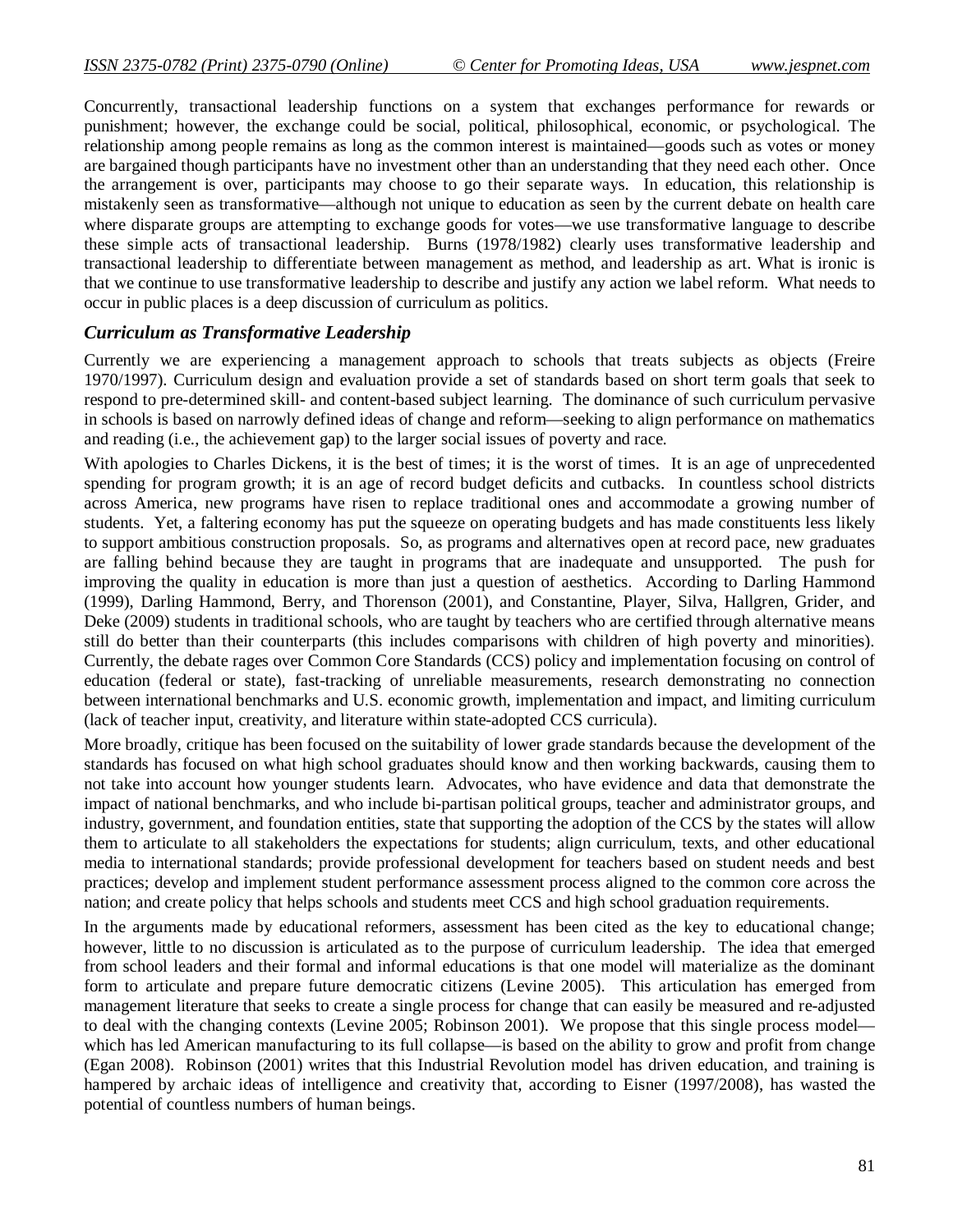Concurrently, transactional leadership functions on a system that exchanges performance for rewards or punishment; however, the exchange could be social, political, philosophical, economic, or psychological. The relationship among people remains as long as the common interest is maintained—goods such as votes or money are bargained though participants have no investment other than an understanding that they need each other. Once the arrangement is over, participants may choose to go their separate ways. In education, this relationship is mistakenly seen as transformative—although not unique to education as seen by the current debate on health care where disparate groups are attempting to exchange goods for votes—we use transformative language to describe these simple acts of transactional leadership. Burns (1978/1982) clearly uses transformative leadership and transactional leadership to differentiate between management as method, and leadership as art. What is ironic is that we continue to use transformative leadership to describe and justify any action we label reform. What needs to occur in public places is a deep discussion of curriculum as politics.

### *Curriculum as Transformative Leadership*

Currently we are experiencing a management approach to schools that treats subjects as objects (Freire 1970/1997). Curriculum design and evaluation provide a set of standards based on short term goals that seek to respond to pre-determined skill- and content-based subject learning. The dominance of such curriculum pervasive in schools is based on narrowly defined ideas of change and reform—seeking to align performance on mathematics and reading (i.e., the achievement gap) to the larger social issues of poverty and race.

With apologies to Charles Dickens, it is the best of times; it is the worst of times. It is an age of unprecedented spending for program growth; it is an age of record budget deficits and cutbacks. In countless school districts across America, new programs have risen to replace traditional ones and accommodate a growing number of students. Yet, a faltering economy has put the squeeze on operating budgets and has made constituents less likely to support ambitious construction proposals. So, as programs and alternatives open at record pace, new graduates are falling behind because they are taught in programs that are inadequate and unsupported. The push for improving the quality in education is more than just a question of aesthetics. According to Darling Hammond (1999), Darling Hammond, Berry, and Thorenson (2001), and Constantine, Player, Silva, Hallgren, Grider, and Deke (2009) students in traditional schools, who are taught by teachers who are certified through alternative means still do better than their counterparts (this includes comparisons with children of high poverty and minorities). Currently, the debate rages over Common Core Standards (CCS) policy and implementation focusing on control of education (federal or state), fast-tracking of unreliable measurements, research demonstrating no connection between international benchmarks and U.S. economic growth, implementation and impact, and limiting curriculum (lack of teacher input, creativity, and literature within state-adopted CCS curricula).

More broadly, critique has been focused on the suitability of lower grade standards because the development of the standards has focused on what high school graduates should know and then working backwards, causing them to not take into account how younger students learn. Advocates, who have evidence and data that demonstrate the impact of national benchmarks, and who include bi-partisan political groups, teacher and administrator groups, and industry, government, and foundation entities, state that supporting the adoption of the CCS by the states will allow them to articulate to all stakeholders the expectations for students; align curriculum, texts, and other educational media to international standards; provide professional development for teachers based on student needs and best practices; develop and implement student performance assessment process aligned to the common core across the nation; and create policy that helps schools and students meet CCS and high school graduation requirements.

In the arguments made by educational reformers, assessment has been cited as the key to educational change; however, little to no discussion is articulated as to the purpose of curriculum leadership. The idea that emerged from school leaders and their formal and informal educations is that one model will materialize as the dominant form to articulate and prepare future democratic citizens (Levine 2005). This articulation has emerged from management literature that seeks to create a single process for change that can easily be measured and re-adjusted to deal with the changing contexts (Levine 2005; Robinson 2001). We propose that this single process model—which has led American manufacturing to its full collapse—is based on the ability to grow and profit from change (Egan 2008). Robinson (2001) writes that this Industrial Revolution model has driven education, and training is hampered by archaic ideas of intelligence and creativity that, according to Eisner (1997/2008), has wasted the potential of countless numbers of human beings.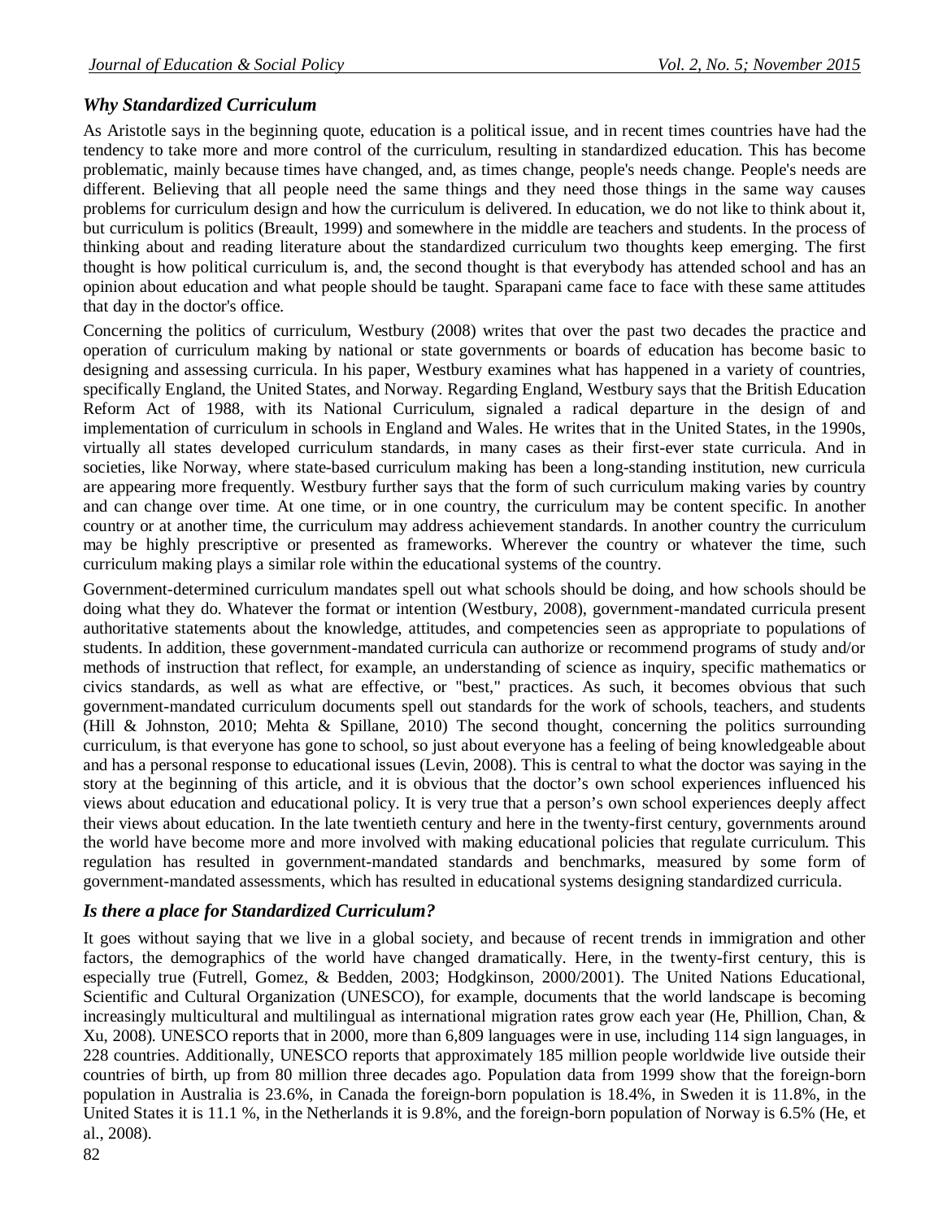### *Why Standardized Curriculum*

As Aristotle says in the beginning quote, education is a political issue, and in recent times countries have had the tendency to take more and more control of the curriculum, resulting in standardized education. This has become problematic, mainly because times have changed, and, as times change, people's needs change. People's needs are different. Believing that all people need the same things and they need those things in the same way causes problems for curriculum design and how the curriculum is delivered. In education, we do not like to think about it, but curriculum is politics (Breault, 1999) and somewhere in the middle are teachers and students. In the process of thinking about and reading literature about the standardized curriculum two thoughts keep emerging. The first thought is how political curriculum is, and, the second thought is that everybody has attended school and has an opinion about education and what people should be taught. Sparapani came face to face with these same attitudes that day in the doctor's office.

Concerning the politics of curriculum, Westbury (2008) writes that over the past two decades the practice and operation of curriculum making by national or state governments or boards of education has become basic to designing and assessing curricula. In his paper, Westbury examines what has happened in a variety of countries, specifically England, the United States, and Norway. Regarding England, Westbury says that the British Education Reform Act of 1988, with its National Curriculum, signaled a radical departure in the design of and implementation of curriculum in schools in England and Wales. He writes that in the United States, in the 1990s, virtually all states developed curriculum standards, in many cases as their first-ever state curricula. And in societies, like Norway, where state-based curriculum making has been a long-standing institution, new curricula are appearing more frequently. Westbury further says that the form of such curriculum making varies by country and can change over time. At one time, or in one country, the curriculum may be content specific. In another country or at another time, the curriculum may address achievement standards. In another country the curriculum may be highly prescriptive or presented as frameworks. Wherever the country or whatever the time, such curriculum making plays a similar role within the educational systems of the country.

Government-determined curriculum mandates spell out what schools should be doing, and how schools should be doing what they do. Whatever the format or intention (Westbury, 2008), government-mandated curricula present authoritative statements about the knowledge, attitudes, and competencies seen as appropriate to populations of students. In addition, these government-mandated curricula can authorize or recommend programs of study and/or methods of instruction that reflect, for example, an understanding of science as inquiry, specific mathematics or civics standards, as well as what are effective, or "best," practices. As such, it becomes obvious that such government-mandated curriculum documents spell out standards for the work of schools, teachers, and students (Hill & Johnston, 2010; Mehta & Spillane, 2010) The second thought, concerning the politics surrounding curriculum, is that everyone has gone to school, so just about everyone has a feeling of being knowledgeable about and has a personal response to educational issues (Levin, 2008). This is central to what the doctor was saying in the story at the beginning of this article, and it is obvious that the doctor's own school experiences influenced his views about education and educational policy. It is very true that a person's own school experiences deeply affect their views about education. In the late twentieth century and here in the twenty-first century, governments around the world have become more and more involved with making educational policies that regulate curriculum. This regulation has resulted in government-mandated standards and benchmarks, measured by some form of government-mandated assessments, which has resulted in educational systems designing standardized curricula.

### *Is there a place for Standardized Curriculum?*

It goes without saying that we live in a global society, and because of recent trends in immigration and other factors, the demographics of the world have changed dramatically. Here, in the twenty-first century, this is especially true (Futrell, Gomez, & Bedden, 2003; Hodgkinson, 2000/2001). The United Nations Educational, Scientific and Cultural Organization (UNESCO), for example, documents that the world landscape is becoming increasingly multicultural and multilingual as international migration rates grow each year (He, Phillion, Chan, & Xu, 2008). UNESCO reports that in 2000, more than 6,809 languages were in use, including 114 sign languages, in 228 countries. Additionally, UNESCO reports that approximately 185 million people worldwide live outside their countries of birth, up from 80 million three decades ago. Population data from 1999 show that the foreign-born population in Australia is 23.6%, in Canada the foreign-born population is 18.4%, in Sweden it is 11.8%, in the United States it is 11.1 %, in the Netherlands it is 9.8%, and the foreign-born population of Norway is 6.5% (He, et al., 2008).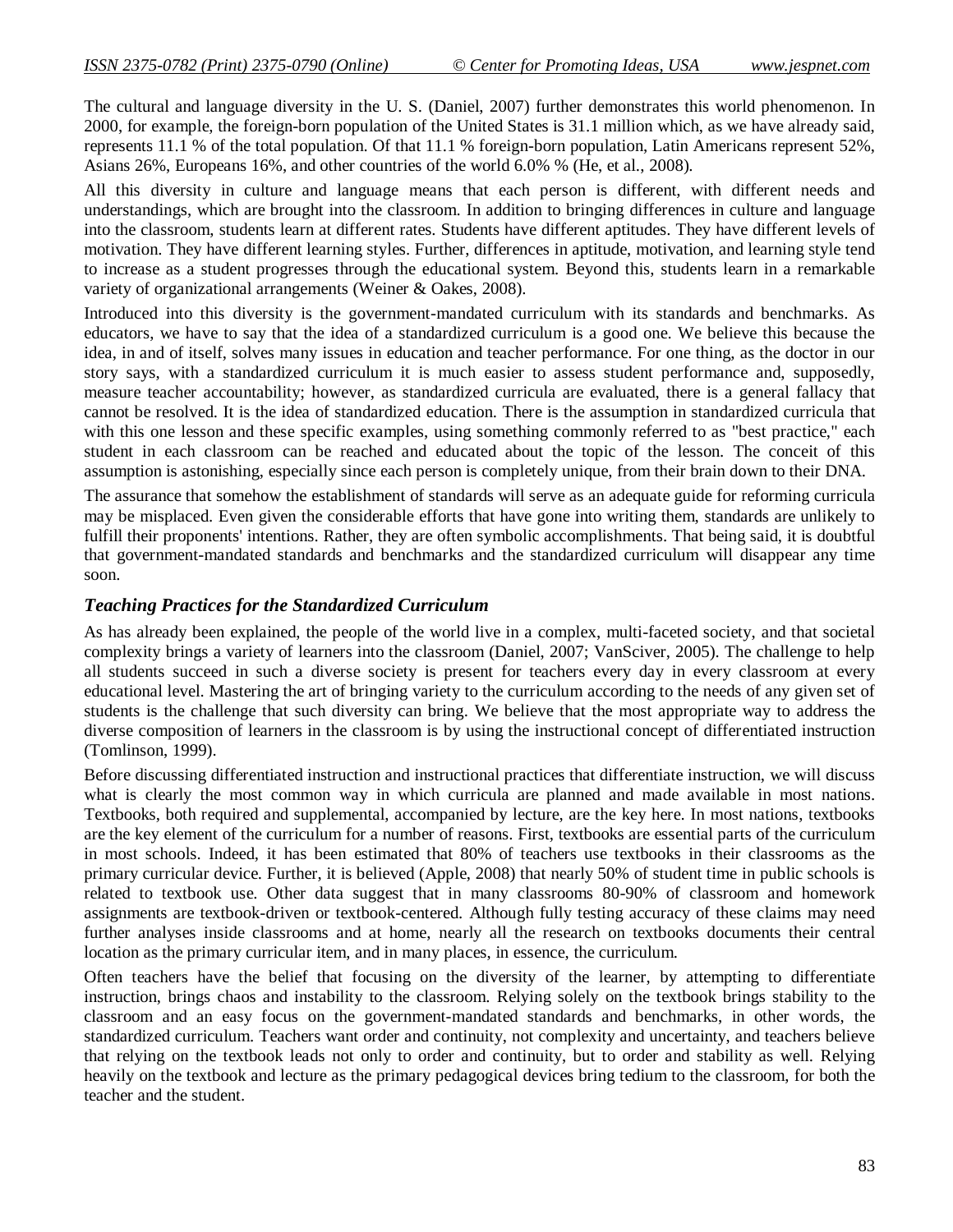The cultural and language diversity in the U. S. (Daniel, 2007) further demonstrates this world phenomenon. In 2000, for example, the foreign-born population of the United States is 31.1 million which, as we have already said, represents 11.1 % of the total population. Of that 11.1 % foreign-born population, Latin Americans represent 52%, Asians 26%, Europeans 16%, and other countries of the world 6.0% % (He, et al., 2008).

All this diversity in culture and language means that each person is different, with different needs and understandings, which are brought into the classroom. In addition to bringing differences in culture and language into the classroom, students learn at different rates. Students have different aptitudes. They have different levels of motivation. They have different learning styles. Further, differences in aptitude, motivation, and learning style tend to increase as a student progresses through the educational system. Beyond this, students learn in a remarkable variety of organizational arrangements (Weiner & Oakes, 2008).

Introduced into this diversity is the government-mandated curriculum with its standards and benchmarks. As educators, we have to say that the idea of a standardized curriculum is a good one. We believe this because the idea, in and of itself, solves many issues in education and teacher performance. For one thing, as the doctor in our story says, with a standardized curriculum it is much easier to assess student performance and, supposedly, measure teacher accountability; however, as standardized curricula are evaluated, there is a general fallacy that cannot be resolved. It is the idea of standardized education. There is the assumption in standardized curricula that with this one lesson and these specific examples, using something commonly referred to as "best practice," each student in each classroom can be reached and educated about the topic of the lesson. The conceit of this assumption is astonishing, especially since each person is completely unique, from their brain down to their DNA.

The assurance that somehow the establishment of standards will serve as an adequate guide for reforming curricula may be misplaced. Even given the considerable efforts that have gone into writing them, standards are unlikely to fulfill their proponents' intentions. Rather, they are often symbolic accomplishments. That being said, it is doubtful that government-mandated standards and benchmarks and the standardized curriculum will disappear any time soon.

### *Teaching Practices for the Standardized Curriculum*

As has already been explained, the people of the world live in a complex, multi-faceted society, and that societal complexity brings a variety of learners into the classroom (Daniel, 2007; VanSciver, 2005). The challenge to help all students succeed in such a diverse society is present for teachers every day in every classroom at every educational level. Mastering the art of bringing variety to the curriculum according to the needs of any given set of students is the challenge that such diversity can bring. We believe that the most appropriate way to address the diverse composition of learners in the classroom is by using the instructional concept of differentiated instruction (Tomlinson, 1999).

Before discussing differentiated instruction and instructional practices that differentiate instruction, we will discuss what is clearly the most common way in which curricula are planned and made available in most nations. Textbooks, both required and supplemental, accompanied by lecture, are the key here. In most nations, textbooks are the key element of the curriculum for a number of reasons. First, textbooks are essential parts of the curriculum in most schools. Indeed, it has been estimated that 80% of teachers use textbooks in their classrooms as the primary curricular device. Further, it is believed (Apple, 2008) that nearly 50% of student time in public schools is related to textbook use. Other data suggest that in many classrooms 80-90% of classroom and homework assignments are textbook-driven or textbook-centered. Although fully testing accuracy of these claims may need further analyses inside classrooms and at home, nearly all the research on textbooks documents their central location as the primary curricular item, and in many places, in essence, the curriculum.

Often teachers have the belief that focusing on the diversity of the learner, by attempting to differentiate instruction, brings chaos and instability to the classroom. Relying solely on the textbook brings stability to the classroom and an easy focus on the government-mandated standards and benchmarks, in other words, the standardized curriculum. Teachers want order and continuity, not complexity and uncertainty, and teachers believe that relying on the textbook leads not only to order and continuity, but to order and stability as well. Relying heavily on the textbook and lecture as the primary pedagogical devices bring tedium to the classroom, for both the teacher and the student.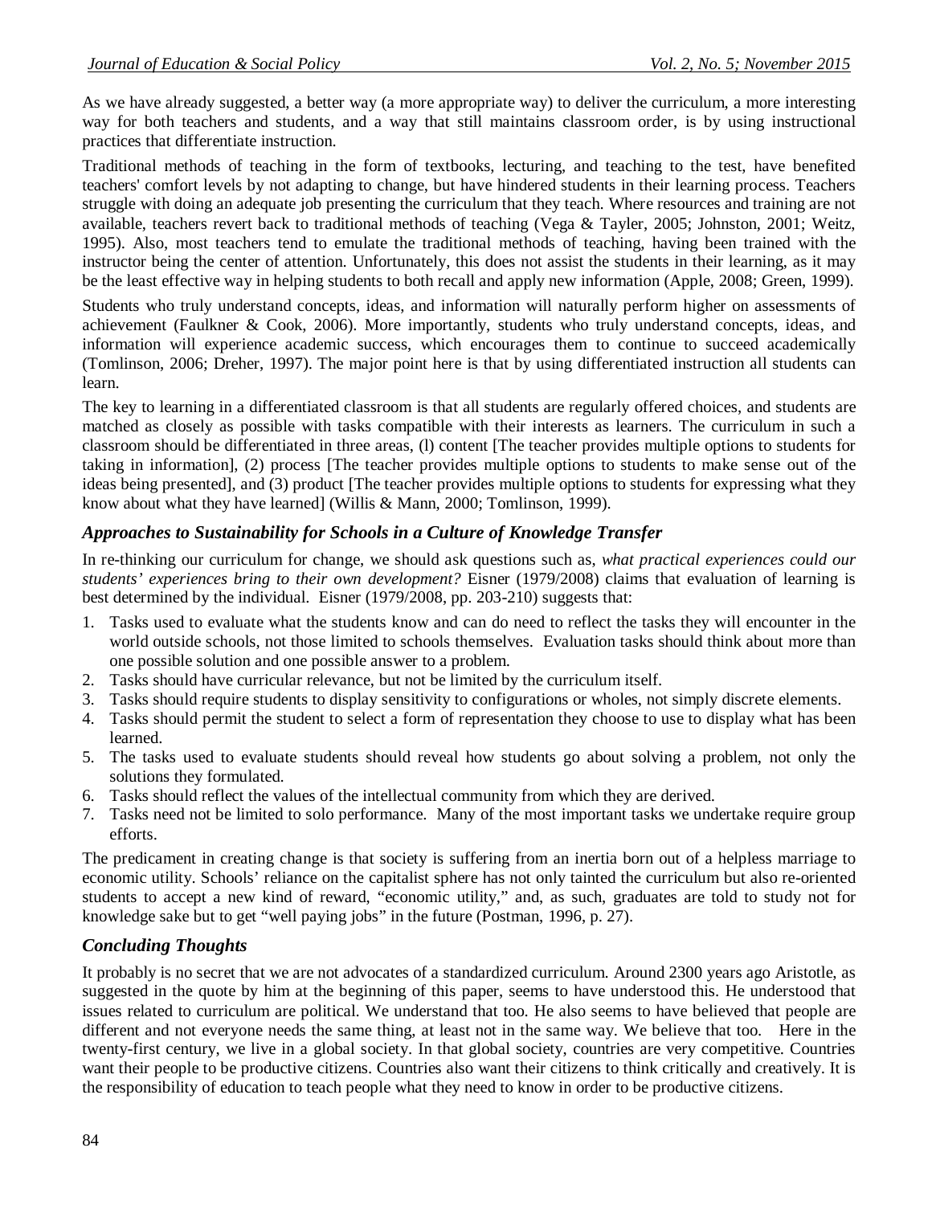As we have already suggested, a better way (a more appropriate way) to deliver the curriculum, a more interesting way for both teachers and students, and a way that still maintains classroom order, is by using instructional practices that differentiate instruction.

Traditional methods of teaching in the form of textbooks, lecturing, and teaching to the test, have benefited teachers' comfort levels by not adapting to change, but have hindered students in their learning process. Teachers struggle with doing an adequate job presenting the curriculum that they teach. Where resources and training are not available, teachers revert back to traditional methods of teaching (Vega & Tayler, 2005; Johnston, 2001; Weitz, 1995). Also, most teachers tend to emulate the traditional methods of teaching, having been trained with the instructor being the center of attention. Unfortunately, this does not assist the students in their learning, as it may be the least effective way in helping students to both recall and apply new information (Apple, 2008; Green, 1999).

Students who truly understand concepts, ideas, and information will naturally perform higher on assessments of achievement (Faulkner & Cook, 2006). More importantly, students who truly understand concepts, ideas, and information will experience academic success, which encourages them to continue to succeed academically (Tomlinson, 2006; Dreher, 1997). The major point here is that by using differentiated instruction all students can learn.

The key to learning in a differentiated classroom is that all students are regularly offered choices, and students are matched as closely as possible with tasks compatible with their interests as learners. The curriculum in such a classroom should be differentiated in three areas, (l) content [The teacher provides multiple options to students for taking in information], (2) process [The teacher provides multiple options to students to make sense out of the ideas being presented], and (3) product [The teacher provides multiple options to students for expressing what they know about what they have learned] (Willis & Mann, 2000; Tomlinson, 1999).

### *Approaches to Sustainability for Schools in a Culture of Knowledge Transfer*

In re-thinking our curriculum for change, we should ask questions such as, *what practical experiences could our students' experiences bring to their own development?* Eisner (1979/2008) claims that evaluation of learning is best determined by the individual. Eisner (1979/2008, pp. 203-210) suggests that:

1. Tasks used to evaluate what the students know and can do need to reflect the tasks they will encounter in the world outside schools, not those limited to schools themselves. Evaluation tasks should think about more than one possible solution and one possible answer to a problem.
2. Tasks should have curricular relevance, but not be limited by the curriculum itself.
3. Tasks should require students to display sensitivity to configurations or wholes, not simply discrete elements.
4. Tasks should permit the student to select a form of representation they choose to use to display what has been learned.
5. The tasks used to evaluate students should reveal how students go about solving a problem, not only the solutions they formulated.
6. Tasks should reflect the values of the intellectual community from which they are derived.
7. Tasks need not be limited to solo performance. Many of the most important tasks we undertake require group efforts.

The predicament in creating change is that society is suffering from an inertia born out of a helpless marriage to economic utility. Schools' reliance on the capitalist sphere has not only tainted the curriculum but also re-oriented students to accept a new kind of reward, "economic utility," and, as such, graduates are told to study not for knowledge sake but to get "well paying jobs" in the future (Postman, 1996, p. 27).

### *Concluding Thoughts*

It probably is no secret that we are not advocates of a standardized curriculum. Around 2300 years ago Aristotle, as suggested in the quote by him at the beginning of this paper, seems to have understood this. He understood that issues related to curriculum are political. We understand that too. He also seems to have believed that people are different and not everyone needs the same thing, at least not in the same way. We believe that too. Here in the twenty-first century, we live in a global society. In that global society, countries are very competitive. Countries want their people to be productive citizens. Countries also want their citizens to think critically and creatively. It is the responsibility of education to teach people what they need to know in order to be productive citizens.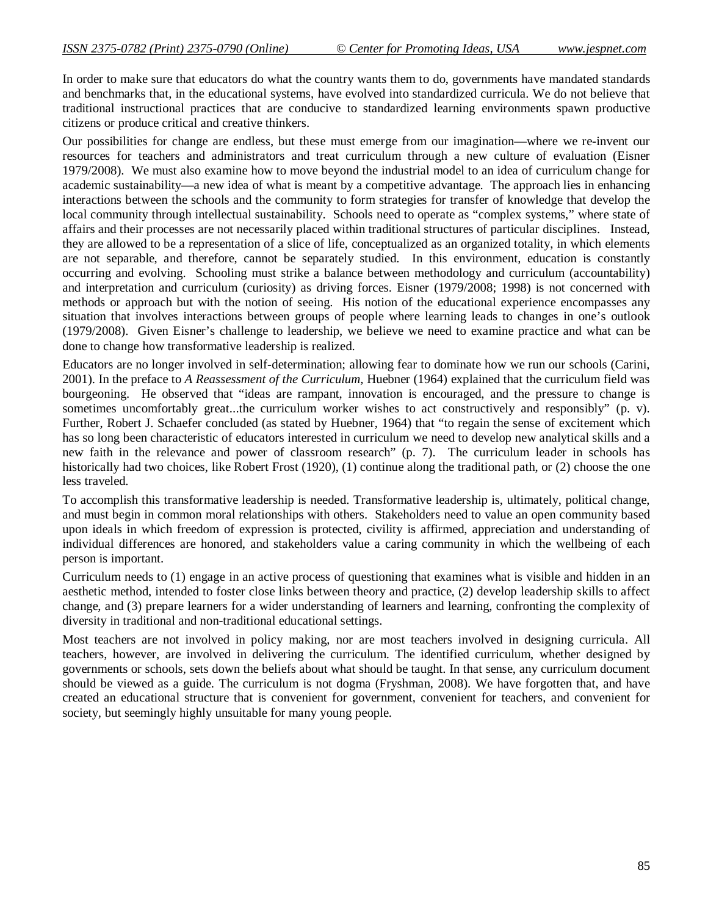In order to make sure that educators do what the country wants them to do, governments have mandated standards and benchmarks that, in the educational systems, have evolved into standardized curricula. We do not believe that traditional instructional practices that are conducive to standardized learning environments spawn productive citizens or produce critical and creative thinkers.

Our possibilities for change are endless, but these must emerge from our imagination—where we re-invent our resources for teachers and administrators and treat curriculum through a new culture of evaluation (Eisner 1979/2008). We must also examine how to move beyond the industrial model to an idea of curriculum change for academic sustainability—a new idea of what is meant by a competitive advantage. The approach lies in enhancing interactions between the schools and the community to form strategies for transfer of knowledge that develop the local community through intellectual sustainability. Schools need to operate as "complex systems," where state of affairs and their processes are not necessarily placed within traditional structures of particular disciplines. Instead, they are allowed to be a representation of a slice of life, conceptualized as an organized totality, in which elements are not separable, and therefore, cannot be separately studied. In this environment, education is constantly occurring and evolving. Schooling must strike a balance between methodology and curriculum (accountability) and interpretation and curriculum (curiosity) as driving forces. Eisner (1979/2008; 1998) is not concerned with methods or approach but with the notion of seeing. His notion of the educational experience encompasses any situation that involves interactions between groups of people where learning leads to changes in one's outlook (1979/2008). Given Eisner's challenge to leadership, we believe we need to examine practice and what can be done to change how transformative leadership is realized.

Educators are no longer involved in self-determination; allowing fear to dominate how we run our schools (Carini, 2001). In the preface to *A Reassessment of the Curriculum,* Huebner (1964) explained that the curriculum field was bourgeoning. He observed that "ideas are rampant, innovation is encouraged, and the pressure to change is sometimes uncomfortably great...the curriculum worker wishes to act constructively and responsibly" (p. v). Further, Robert J. Schaefer concluded (as stated by Huebner, 1964) that "to regain the sense of excitement which has so long been characteristic of educators interested in curriculum we need to develop new analytical skills and a new faith in the relevance and power of classroom research" (p. 7). The curriculum leader in schools has historically had two choices, like Robert Frost (1920), (1) continue along the traditional path, or (2) choose the one less traveled.

To accomplish this transformative leadership is needed. Transformative leadership is, ultimately, political change, and must begin in common moral relationships with others. Stakeholders need to value an open community based upon ideals in which freedom of expression is protected, civility is affirmed, appreciation and understanding of individual differences are honored, and stakeholders value a caring community in which the wellbeing of each person is important.

Curriculum needs to (1) engage in an active process of questioning that examines what is visible and hidden in an aesthetic method, intended to foster close links between theory and practice, (2) develop leadership skills to affect change, and (3) prepare learners for a wider understanding of learners and learning, confronting the complexity of diversity in traditional and non-traditional educational settings.

Most teachers are not involved in policy making, nor are most teachers involved in designing curricula. All teachers, however, are involved in delivering the curriculum. The identified curriculum, whether designed by governments or schools, sets down the beliefs about what should be taught. In that sense, any curriculum document should be viewed as a guide. The curriculum is not dogma (Fryshman, 2008). We have forgotten that, and have created an educational structure that is convenient for government, convenient for teachers, and convenient for society, but seemingly highly unsuitable for many young people.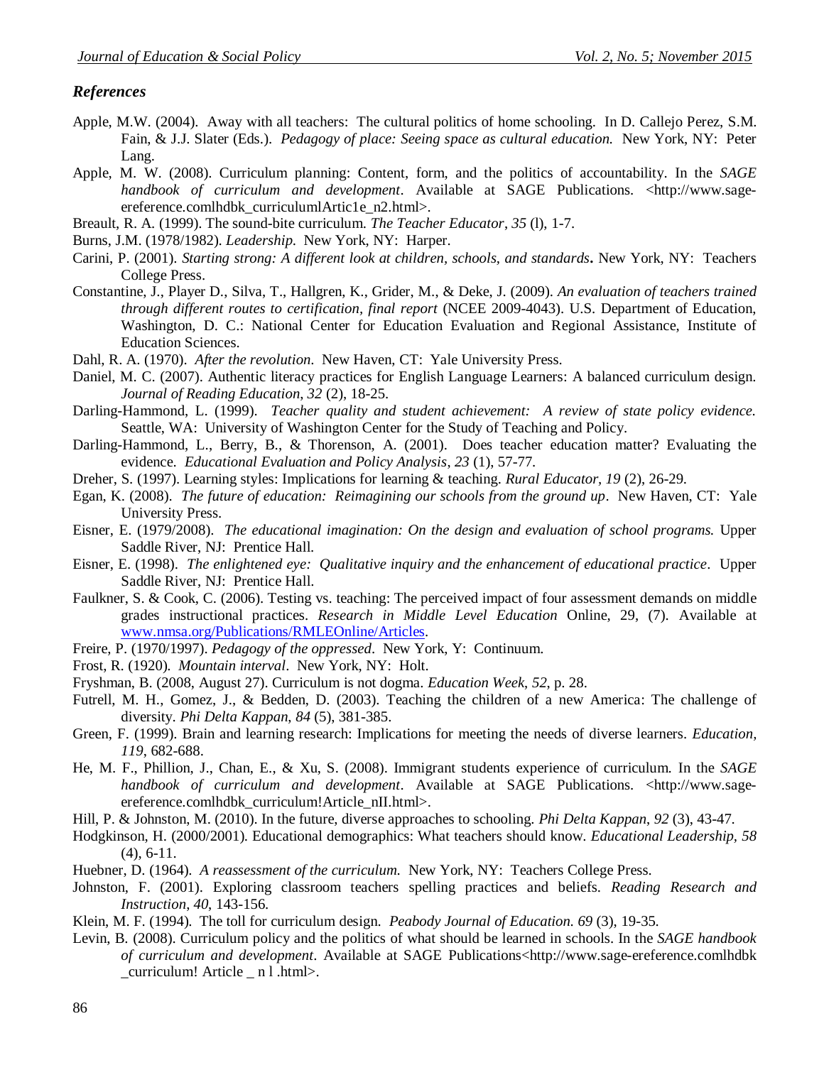## *References*

Apple, M.W. (2004). Away with all teachers: The cultural politics of home schooling. In D. Callejo Perez, S.M. Fain, & J.J. Slater (Eds.). *Pedagogy of place: Seeing space as cultural education.* New York, NY: Peter Lang.

Apple, M. W. (2008). Curriculum planning: Content, form, and the politics of accountability. In the *SAGE handbook of curriculum and development*. Available at SAGE Publications. <http://www.sage-ereference.comlhdbk_curriculumlArtic1e_n2.html>.

Breault, R. A. (1999). The sound-bite curriculum. *The Teacher Educator*, *35* (l), 1-7.

Burns, J.M. (1978/1982). *Leadership.* New York, NY: Harper.

Carini, P. (2001). *Starting strong: A different look at children, schools, and standards***.** New York, NY: Teachers College Press.

Constantine, J., Player D., Silva, T., Hallgren, K., Grider, M., & Deke, J. (2009). *An evaluation of teachers trained through different routes to certification, final report* (NCEE 2009-4043). U.S. Department of Education, Washington, D. C.: National Center for Education Evaluation and Regional Assistance, Institute of Education Sciences.

Dahl, R. A. (1970). *After the revolution.* New Haven, CT: Yale University Press.

Daniel, M. C. (2007). Authentic literacy practices for English Language Learners: A balanced curriculum design. *Journal of Reading Education*, *32* (2), 18-25.

Darling-Hammond, L. (1999). *Teacher quality and student achievement: A review of state policy evidence.* Seattle, WA: University of Washington Center for the Study of Teaching and Policy.

Darling-Hammond, L., Berry, B., & Thorenson, A. (2001). Does teacher education matter? Evaluating the evidence. *Educational Evaluation and Policy Analysis*, *23* (1), 57-77.

Dreher, S. (1997). Learning styles: Implications for learning & teaching. *Rural Educator, 19* (2), 26-29.

Egan, K. (2008). *The future of education: Reimagining our schools from the ground up*. New Haven, CT: Yale University Press.

Eisner, E. (1979/2008). *The educational imagination: On the design and evaluation of school programs.* Upper Saddle River, NJ: Prentice Hall.

Eisner, E. (1998). *The enlightened eye: Qualitative inquiry and the enhancement of educational practice*. Upper Saddle River, NJ: Prentice Hall.

Faulkner, S. & Cook, C. (2006). Testing vs. teaching: The perceived impact of four assessment demands on middle grades instructional practices. *Research in Middle Level Education* Online, 29, (7). Available at www.nmsa.org/Publications/RMLEOnline/Articles.

Freire, P. (1970/1997). *Pedagogy of the oppressed*. New York, Y: Continuum.

Frost, R. (1920). *Mountain interval*. New York, NY: Holt.

Fryshman, B. (2008, August 27). Curriculum is not dogma. *Education Week*, *52*, p. 28.

Futrell, M. H., Gomez, J., & Bedden, D. (2003). Teaching the children of a new America: The challenge of diversity. *Phi Delta Kappan, 84* (5), 381-385.

Green, F. (1999). Brain and learning research: Implications for meeting the needs of diverse learners. *Education, 119*, 682-688.

He, M. F., Phillion, J., Chan, E., & Xu, S. (2008). Immigrant students experience of curriculum. In the *SAGE handbook of curriculum and development*. Available at SAGE Publications. <http://www.sage-ereference.comlhdbk_curriculum!Article_nII.html>.

Hill, P. & Johnston, M. (2010). In the future, diverse approaches to schooling. *Phi Delta Kappan*, *92* (3), 43-47.

Hodgkinson, H. (2000/2001). Educational demographics: What teachers should know. *Educational Leadership, 58* (4), 6-11.

Huebner, D. (1964). *A reassessment of the curriculum.* New York, NY: Teachers College Press.

Johnston, F. (2001). Exploring classroom teachers spelling practices and beliefs. *Reading Research and Instruction*, *40*, 143-156.

Klein, M. F. (1994). The toll for curriculum design. *Peabody Journal of Education. 69* (3), 19-35.

Levin, B. (2008). Curriculum policy and the politics of what should be learned in schools. In the *SAGE handbook of curriculum and development*. Available at SAGE Publications<http://www.sage-ereference.comlhdbk _curriculum! Article _ n l .html>.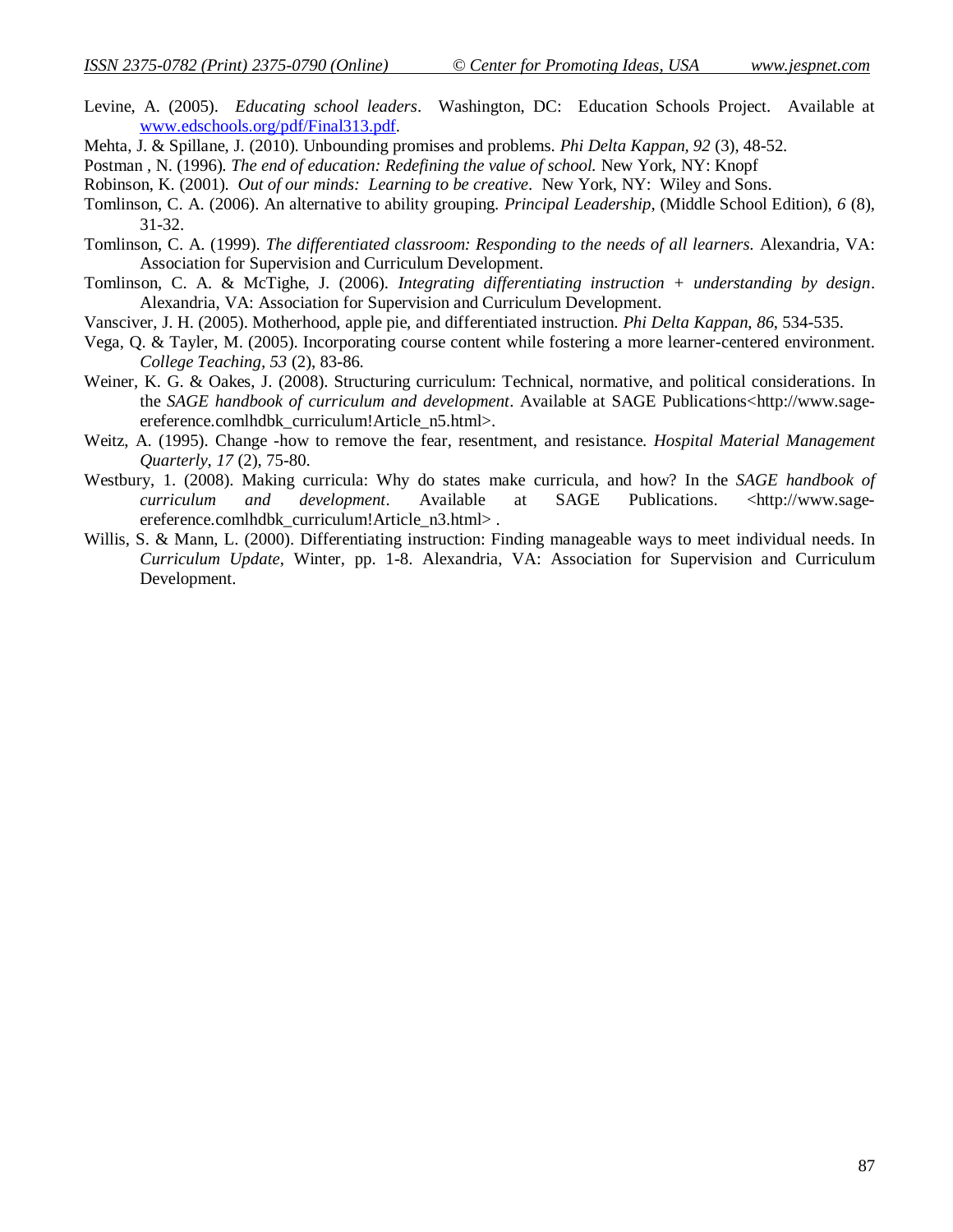Levine, A. (2005). *Educating school leaders*. Washington, DC: Education Schools Project. Available at www.edschools.org/pdf/Final313.pdf.

Mehta, J. & Spillane, J. (2010). Unbounding promises and problems. *Phi Delta Kappan, 92* (3), 48-52.

Postman , N. (1996). *The end of education: Redefining the value of school.* New York, NY: Knopf

Robinson, K. (2001). *Out of our minds: Learning to be creative*. New York, NY: Wiley and Sons.

Tomlinson, C. A. (2006). An alternative to ability grouping. *Principal Leadership*, (Middle School Edition), *6* (8), 31-32.

Tomlinson, C. A. (1999). *The differentiated classroom: Responding to the needs of all learners.* Alexandria, VA: Association for Supervision and Curriculum Development.

Tomlinson, C. A. & McTighe, J. (2006). *Integrating differentiating instruction + understanding by design*. Alexandria, VA: Association for Supervision and Curriculum Development.

Vansciver, J. H. (2005). Motherhood, apple pie, and differentiated instruction. *Phi Delta Kappan, 86*, 534-535.

Vega, Q. & Tayler, M. (2005). Incorporating course content while fostering a more learner-centered environment. *College Teaching, 53* (2), 83-86.

Weiner, K. G. & Oakes, J. (2008). Structuring curriculum: Technical, normative, and political considerations. In the *SAGE handbook of curriculum and development*. Available at SAGE Publications<http://www.sage-ereference.comlhdbk_curriculum!Article_n5.html>.

Weitz, A. (1995). Change -how to remove the fear, resentment, and resistance. *Hospital Material Management Quarterly, 17* (2), 75-80.

Westbury, 1. (2008). Making curricula: Why do states make curricula, and how? In the *SAGE handbook of curriculum and development*. Available at SAGE Publications. <http://www.sage-ereference.comlhdbk_curriculum!Article_n3.html> .

Willis, S. & Mann, L. (2000). Differentiating instruction: Finding manageable ways to meet individual needs. In *Curriculum Update*, Winter, pp. 1-8. Alexandria, VA: Association for Supervision and Curriculum Development.